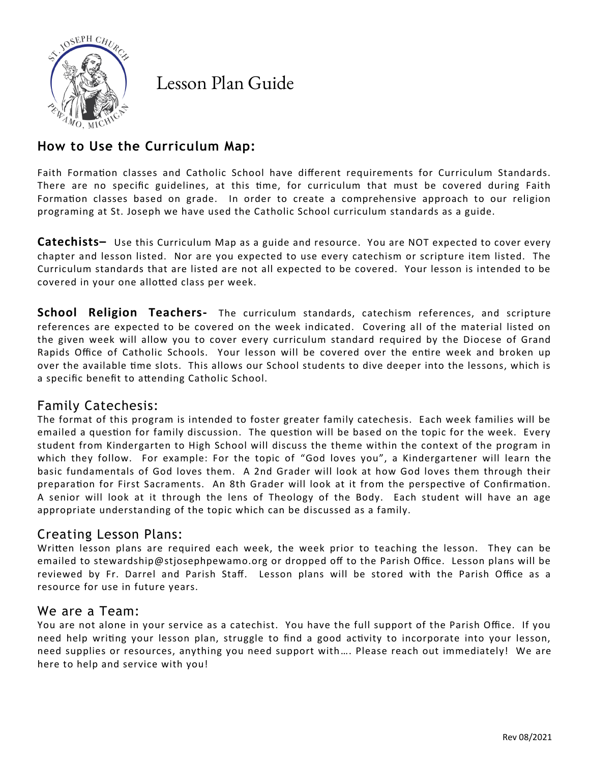# Lesson Plan Guide

## How to Use the Curriculum Map:

Faith Formation classes and Catholic School have different requirements for Curriculum Standards. There are no specific guidelines, at this time, for curriculum that must be covered during Faith Formation classes based on grade. In order to create a comprehensive approach to our religion programing at St. Joseph we have used the Catholic School curriculum standards as a guide.

**Catechists–** Use this Curriculum Map as a guide and resource. You are NOT expected to cover every chapter and lesson listed. Nor are you expected to use every catechism or scripture item listed. The Curriculum standards that are listed are not all expected to be covered. Your lesson is intended to be covered in your one allotted class per week.

**School Religion Teachers-** The curriculum standards, catechism references, and scripture references are expected to be covered on the week indicated. Covering all of the material listed on the given week will allow you to cover every curriculum standard required by the Diocese of Grand Rapids Office of Catholic Schools. Your lesson will be covered over the entire week and broken up over the available time slots. This allows our School students to dive deeper into the lessons, which is a specific benefit to attending Catholic School.

## Family Catechesis:

The format of this program is intended to foster greater family catechesis. Each week families will be emailed a question for family discussion. The question will be based on the topic for the week. Every student from Kindergarten to High School will discuss the theme within the context of the program in which they follow. For example: For the topic of "God loves you", a Kindergartener will learn the basic fundamentals of God loves them. A 2nd Grader will look at how God loves them through their preparation for First Sacraments. An 8th Grader will look at it from the perspective of Confirmation. A senior will look at it through the lens of Theology of the Body. Each student will have an age appropriate understanding of the topic which can be discussed as a family.

## Creating Lesson Plans:

Written lesson plans are required each week, the week prior to teaching the lesson. They can be emailed to stewardship@stjosephpewamo.org or dropped off to the Parish Office. Lesson plans will be reviewed by Fr. Darrel and Parish Staff. Lesson plans will be stored with the Parish Office as a resource for use in future years.

## We are a Team:

You are not alone in your service as a catechist. You have the full support of the Parish Office. If you need help writing your lesson plan, struggle to find a good activity to incorporate into your lesson, need supplies or resources, anything you need support with…. Please reach out immediately! We are here to help and service with you!

Rev 08/2021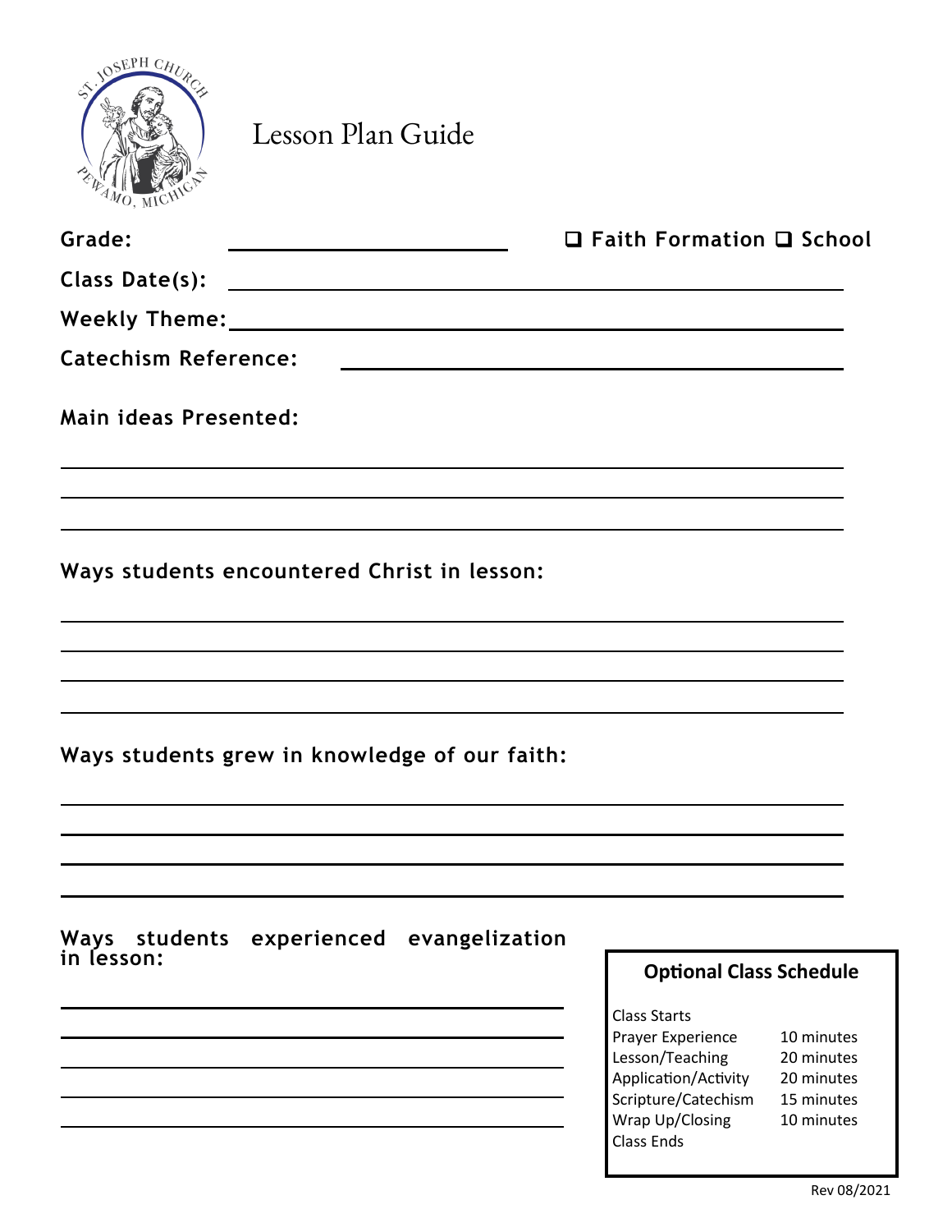# Lesson Plan Guide

**Grade:** ______________________ ☐ **Faith Formation** ☐ **School**

**Class Date(s):** ________________________________________________

**Weekly Theme:** ________________________________________________

**Catechism Reference:** __________________________________________

**Main ideas Presented:**

______________________________________________________________

______________________________________________________________

______________________________________________________________

**Ways students encountered Christ in lesson:**

______________________________________________________________

______________________________________________________________

______________________________________________________________

______________________________________________________________

**Ways students grew in knowledge of our faith:**

______________________________________________________________

______________________________________________________________

______________________________________________________________

______________________________________________________________

**Ways students experienced evangelization in lesson:**

____________________________________________

____________________________________________

____________________________________________

____________________________________________

____________________________________________

**Optional Class Schedule**

| | |
|---|---|
| Class Starts | |
| Prayer Experience | 10 minutes |
| Lesson/Teaching | 20 minutes |
| Application/Activity | 20 minutes |
| Scripture/Catechism | 15 minutes |
| Wrap Up/Closing | 10 minutes |
| Class Ends | |

Rev 08/2021